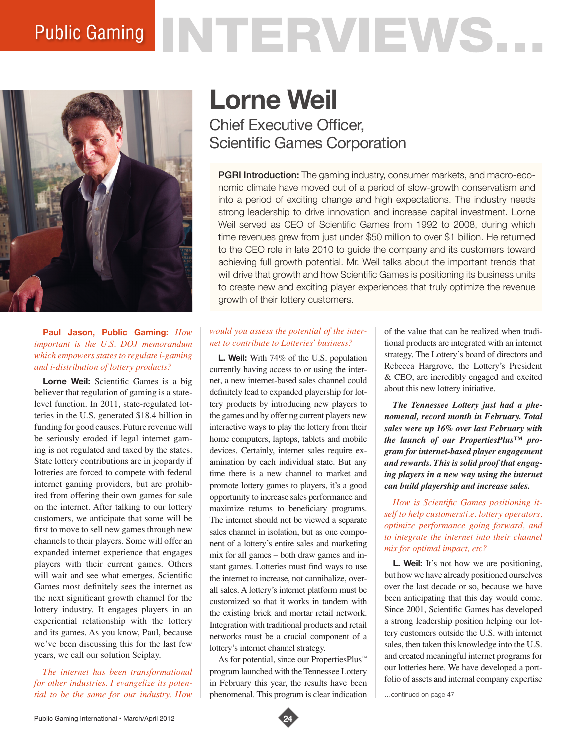# Lorne Weil

## Chief Executive Officer, Scientific Games Corporation

**PGRI Introduction:** The gaming industry, consumer markets, and macro-economic climate have moved out of a period of slow-growth conservatism and into a period of exciting change and high expectations. The industry needs strong leadership to drive innovation and increase capital investment. Lorne Weil served as CEO of Scientific Games from 1992 to 2008, during which time revenues grew from just under $50 million to over $1 billion. He returned to the CEO role in late 2010 to guide the company and its customers toward achieving full growth potential. Mr. Weil talks about the important trends that will drive that growth and how Scientific Games is positioning its business units to create new and exciting player experiences that truly optimize the revenue growth of their lottery customers.

**Paul Jason, Public Gaming:** *How important is the U.S. DOJ memorandum which empowers states to regulate i-gaming and i-distribution of lottery products?*

**Lorne Weil:** Scientific Games is a big believer that regulation of gaming is a state-level function. In 2011, state-regulated lotteries in the U.S. generated $18.4 billion in funding for good causes. Future revenue will be seriously eroded if legal internet gaming is not regulated and taxed by the states. State lottery contributions are in jeopardy if lotteries are forced to compete with federal internet gaming providers, but are prohibited from offering their own games for sale on the internet. After talking to our lottery customers, we anticipate that some will be first to move to sell new games through new channels to their players. Some will offer an expanded internet experience that engages players with their current games. Others will wait and see what emerges. Scientific Games most definitely sees the internet as the next significant growth channel for the lottery industry. It engages players in an experiential relationship with the lottery and its games. As you know, Paul, because we've been discussing this for the last few years, we call our solution Sciplay.

*The internet has been transformational for other industries. I evangelize its potential to be the same for our industry. How would you assess the potential of the internet to contribute to Lotteries' business?*

**L. Weil:** With 74% of the U.S. population currently having access to or using the internet, a new internet-based sales channel could definitely lead to expanded playership for lottery products by introducing new players to the games and by offering current players new interactive ways to play the lottery from their home computers, laptops, tablets and mobile devices. Certainly, internet sales require examination by each individual state. But any time there is a new channel to market and promote lottery games to players, it's a good opportunity to increase sales performance and maximize returns to beneficiary programs. The internet should not be viewed as a separate sales channel in isolation, but as one component of a lottery's entire sales and marketing mix for all games – both draw games and instant games. Lotteries must find ways to use the internet to increase, not cannibalize, overall sales. A lottery's internet platform must be customized so that it works in tandem with the existing brick and mortar retail network. Integration with traditional products and retail networks must be a crucial component of a lottery's internet channel strategy.

As for potential, since our PropertiesPlus™ program launched with the Tennessee Lottery in February this year, the results have been phenomenal. This program is clear indication of the value that can be realized when traditional products are integrated with an internet strategy. The Lottery's board of directors and Rebecca Hargrove, the Lottery's President & CEO, are incredibly engaged and excited about this new lottery initiative.

***The Tennessee Lottery just had a phenomenal, record month in February. Total sales were up 16% over last February with the launch of our PropertiesPlus™ program for internet-based player engagement and rewards. This is solid proof that engaging players in a new way using the internet can build playership and increase sales.***

*How is Scientific Games positioning itself to help customers/i.e. lottery operators, optimize performance going forward, and to integrate the internet into their channel mix for optimal impact, etc?*

**L. Weil:** It's not how we are positioning, but how we have already positioned ourselves over the last decade or so, because we have been anticipating that this day would come. Since 2001, Scientific Games has developed a strong leadership position helping our lottery customers outside the U.S. with internet sales, then taken this knowledge into the U.S. and created meaningful internet programs for our lotteries here. We have developed a portfolio of assets and internal company expertise

…continued on page 47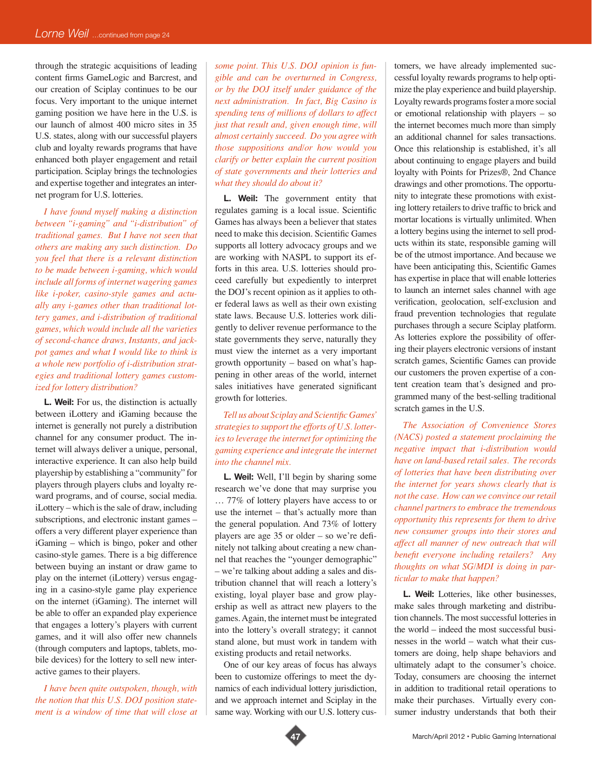through the strategic acquisitions of leading content firms GameLogic and Barcrest, and our creation of Sciplay continues to be our focus. Very important to the unique internet gaming position we have here in the U.S. is our launch of almost 400 micro sites in 35 U.S. states, along with our successful players club and loyalty rewards programs that have enhanced both player engagement and retail participation. Sciplay brings the technologies and expertise together and integrates an internet program for U.S. lotteries.

*I have found myself making a distinction between "i-gaming" and "i-distribution" of traditional games. But I have not seen that others are making any such distinction. Do you feel that there is a relevant distinction to be made between i-gaming, which would include all forms of internet wagering games like i-poker, casino-style games and actually any i-games other than traditional lottery games, and i-distribution of traditional games, which would include all the varieties of second-chance draws, Instants, and jackpot games and what I would like to think is a whole new portfolio of i-distribution strategies and traditional lottery games customized for lottery distribution?*

**L. Weil:** For us, the distinction is actually between iLottery and iGaming because the internet is generally not purely a distribution channel for any consumer product. The internet will always deliver a unique, personal, interactive experience. It can also help build playership by establishing a "community" for players through players clubs and loyalty reward programs, and of course, social media. iLottery – which is the sale of draw, including subscriptions, and electronic instant games – offers a very different player experience than iGaming – which is bingo, poker and other casino-style games. There is a big difference between buying an instant or draw game to play on the internet (iLottery) versus engaging in a casino-style game play experience on the internet (iGaming). The internet will be able to offer an expanded play experience that engages a lottery's players with current games, and it will also offer new channels (through computers and laptops, tablets, mobile devices) for the lottery to sell new interactive games to their players.

*I have been quite outspoken, though, with the notion that this U.S. DOJ position statement is a window of time that will close at some point. This U.S. DOJ opinion is fungible and can be overturned in Congress, or by the DOJ itself under guidance of the next administration. In fact, Big Casino is spending tens of millions of dollars to affect just that result and, given enough time, will almost certainly succeed. Do you agree with those suppositions and/or how would you clarify or better explain the current position of state governments and their lotteries and what they should do about it?*

**L. Weil:** The government entity that regulates gaming is a local issue. Scientific Games has always been a believer that states need to make this decision. Scientific Games supports all lottery advocacy groups and we are working with NASPL to support its efforts in this area. U.S. lotteries should proceed carefully but expediently to interpret the DOJ's recent opinion as it applies to other federal laws as well as their own existing state laws. Because U.S. lotteries work diligently to deliver revenue performance to the state governments they serve, naturally they must view the internet as a very important growth opportunity – based on what's happening in other areas of the world, internet sales initiatives have generated significant growth for lotteries.

*Tell us about Sciplay and Scientific Games' strategies to support the efforts of U.S. lotteries to leverage the internet for optimizing the gaming experience and integrate the internet into the channel mix.*

**L. Weil:** Well, I'll begin by sharing some research we've done that may surprise you … 77% of lottery players have access to or use the internet – that's actually more than the general population. And 73% of lottery players are age 35 or older – so we're definitely not talking about creating a new channel that reaches the "younger demographic" – we're talking about adding a sales and distribution channel that will reach a lottery's existing, loyal player base and grow playership as well as attract new players to the games. Again, the internet must be integrated into the lottery's overall strategy; it cannot stand alone, but must work in tandem with existing products and retail networks.

One of our key areas of focus has always been to customize offerings to meet the dynamics of each individual lottery jurisdiction, and we approach internet and Sciplay in the same way. Working with our U.S. lottery customers, we have already implemented successful loyalty rewards programs to help optimize the play experience and build playership. Loyalty rewards programs foster a more social or emotional relationship with players – so the internet becomes much more than simply an additional channel for sales transactions. Once this relationship is established, it's all about continuing to engage players and build loyalty with Points for Prizes®, 2nd Chance drawings and other promotions. The opportunity to integrate these promotions with existing lottery retailers to drive traffic to brick and mortar locations is virtually unlimited. When a lottery begins using the internet to sell products within its state, responsible gaming will be of the utmost importance. And because we have been anticipating this, Scientific Games has expertise in place that will enable lotteries to launch an internet sales channel with age verification, geolocation, self-exclusion and fraud prevention technologies that regulate purchases through a secure Sciplay platform. As lotteries explore the possibility of offering their players electronic versions of instant scratch games, Scientific Games can provide our customers the proven expertise of a content creation team that's designed and programmed many of the best-selling traditional scratch games in the U.S.

*The Association of Convenience Stores (NACS) posted a statement proclaiming the negative impact that i-distribution would have on land-based retail sales. The records of lotteries that have been distributing over the internet for years shows clearly that is not the case. How can we convince our retail channel partners to embrace the tremendous opportunity this represents for them to drive new consumer groups into their stores and affect all manner of new outreach that will benefit everyone including retailers? Any thoughts on what SG/MDI is doing in particular to make that happen?*

**L. Weil:** Lotteries, like other businesses, make sales through marketing and distribution channels. The most successful lotteries in the world – indeed the most successful businesses in the world – watch what their customers are doing, help shape behaviors and ultimately adapt to the consumer's choice. Today, consumers are choosing the internet in addition to traditional retail operations to make their purchases. Virtually every consumer industry understands that both their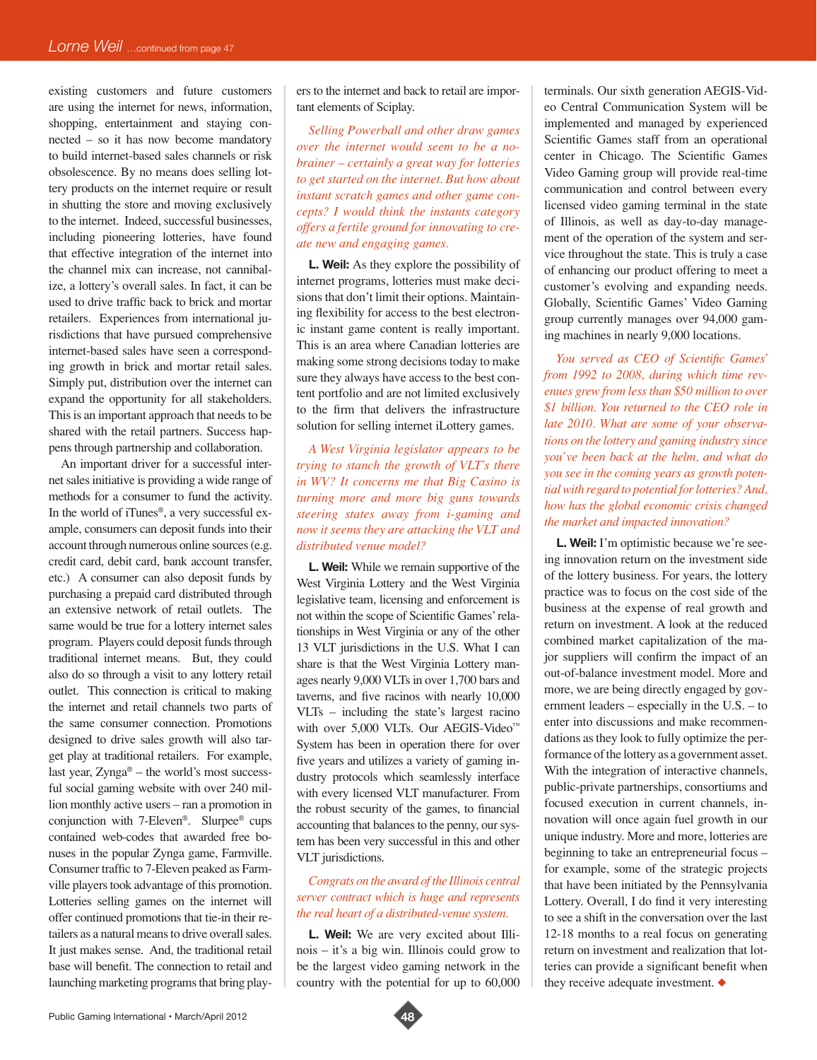existing customers and future customers are using the internet for news, information, shopping, entertainment and staying connected – so it has now become mandatory to build internet-based sales channels or risk obsolescence. By no means does selling lottery products on the internet require or result in shutting the store and moving exclusively to the internet. Indeed, successful businesses, including pioneering lotteries, have found that effective integration of the internet into the channel mix can increase, not cannibalize, a lottery's overall sales. In fact, it can be used to drive traffic back to brick and mortar retailers. Experiences from international jurisdictions that have pursued comprehensive internet-based sales have seen a corresponding growth in brick and mortar retail sales. Simply put, distribution over the internet can expand the opportunity for all stakeholders. This is an important approach that needs to be shared with the retail partners. Success happens through partnership and collaboration.

An important driver for a successful internet sales initiative is providing a wide range of methods for a consumer to fund the activity. In the world of iTunes®, a very successful example, consumers can deposit funds into their account through numerous online sources (e.g. credit card, debit card, bank account transfer, etc.) A consumer can also deposit funds by purchasing a prepaid card distributed through an extensive network of retail outlets. The same would be true for a lottery internet sales program. Players could deposit funds through traditional internet means. But, they could also do so through a visit to any lottery retail outlet. This connection is critical to making the internet and retail channels two parts of the same consumer connection. Promotions designed to drive sales growth will also target play at traditional retailers. For example, last year, Zynga® – the world's most successful social gaming website with over 240 million monthly active users – ran a promotion in conjunction with 7-Eleven®. Slurpee® cups contained web-codes that awarded free bonuses in the popular Zynga game, Farmville. Consumer traffic to 7-Eleven peaked as Farmville players took advantage of this promotion. Lotteries selling games on the internet will offer continued promotions that tie-in their retailers as a natural means to drive overall sales. It just makes sense. And, the traditional retail base will benefit. The connection to retail and launching marketing programs that bring players to the internet and back to retail are important elements of Sciplay.

*Selling Powerball and other draw games over the internet would seem to be a no-brainer – certainly a great way for lotteries to get started on the internet. But how about instant scratch games and other game concepts? I would think the instants category offers a fertile ground for innovating to create new and engaging games.*

**L. Weil:** As they explore the possibility of internet programs, lotteries must make decisions that don't limit their options. Maintaining flexibility for access to the best electronic instant game content is really important. This is an area where Canadian lotteries are making some strong decisions today to make sure they always have access to the best content portfolio and are not limited exclusively to the firm that delivers the infrastructure solution for selling internet iLottery games.

*A West Virginia legislator appears to be trying to stanch the growth of VLT's there in WV? It concerns me that Big Casino is turning more and more big guns towards steering states away from i-gaming and now it seems they are attacking the VLT and distributed venue model?*

**L. Weil:** While we remain supportive of the West Virginia Lottery and the West Virginia legislative team, licensing and enforcement is not within the scope of Scientific Games' relationships in West Virginia or any of the other 13 VLT jurisdictions in the U.S. What I can share is that the West Virginia Lottery manages nearly 9,000 VLTs in over 1,700 bars and taverns, and five racinos with nearly 10,000 VLTs – including the state's largest racino with over 5,000 VLTs. Our AEGIS-Video™ System has been in operation there for over five years and utilizes a variety of gaming industry protocols which seamlessly interface with every licensed VLT manufacturer. From the robust security of the games, to financial accounting that balances to the penny, our system has been very successful in this and other VLT jurisdictions.

*Congrats on the award of the Illinois central server contract which is huge and represents the real heart of a distributed-venue system.*

**L. Weil:** We are very excited about Illinois – it's a big win. Illinois could grow to be the largest video gaming network in the country with the potential for up to 60,000 terminals. Our sixth generation AEGIS-Video Central Communication System will be implemented and managed by experienced Scientific Games staff from an operational center in Chicago. The Scientific Games Video Gaming group will provide real-time communication and control between every licensed video gaming terminal in the state of Illinois, as well as day-to-day management of the operation of the system and service throughout the state. This is truly a case of enhancing our product offering to meet a customer's evolving and expanding needs. Globally, Scientific Games' Video Gaming group currently manages over 94,000 gaming machines in nearly 9,000 locations.

*You served as CEO of Scientific Games' from 1992 to 2008, during which time revenues grew from less than $50 million to over $1 billion. You returned to the CEO role in late 2010. What are some of your observations on the lottery and gaming industry since you've been back at the helm, and what do you see in the coming years as growth potential with regard to potential for lotteries? And, how has the global economic crisis changed the market and impacted innovation?*

**L. Weil:** I'm optimistic because we're seeing innovation return on the investment side of the lottery business. For years, the lottery practice was to focus on the cost side of the business at the expense of real growth and return on investment. A look at the reduced combined market capitalization of the major suppliers will confirm the impact of an out-of-balance investment model. More and more, we are being directly engaged by government leaders – especially in the U.S. – to enter into discussions and make recommendations as they look to fully optimize the performance of the lottery as a government asset. With the integration of interactive channels, public-private partnerships, consortiums and focused execution in current channels, innovation will once again fuel growth in our unique industry. More and more, lotteries are beginning to take an entrepreneurial focus – for example, some of the strategic projects that have been initiated by the Pennsylvania Lottery. Overall, I do find it very interesting to see a shift in the conversation over the last 12-18 months to a real focus on generating return on investment and realization that lotteries can provide a significant benefit when they receive adequate investment. ◆